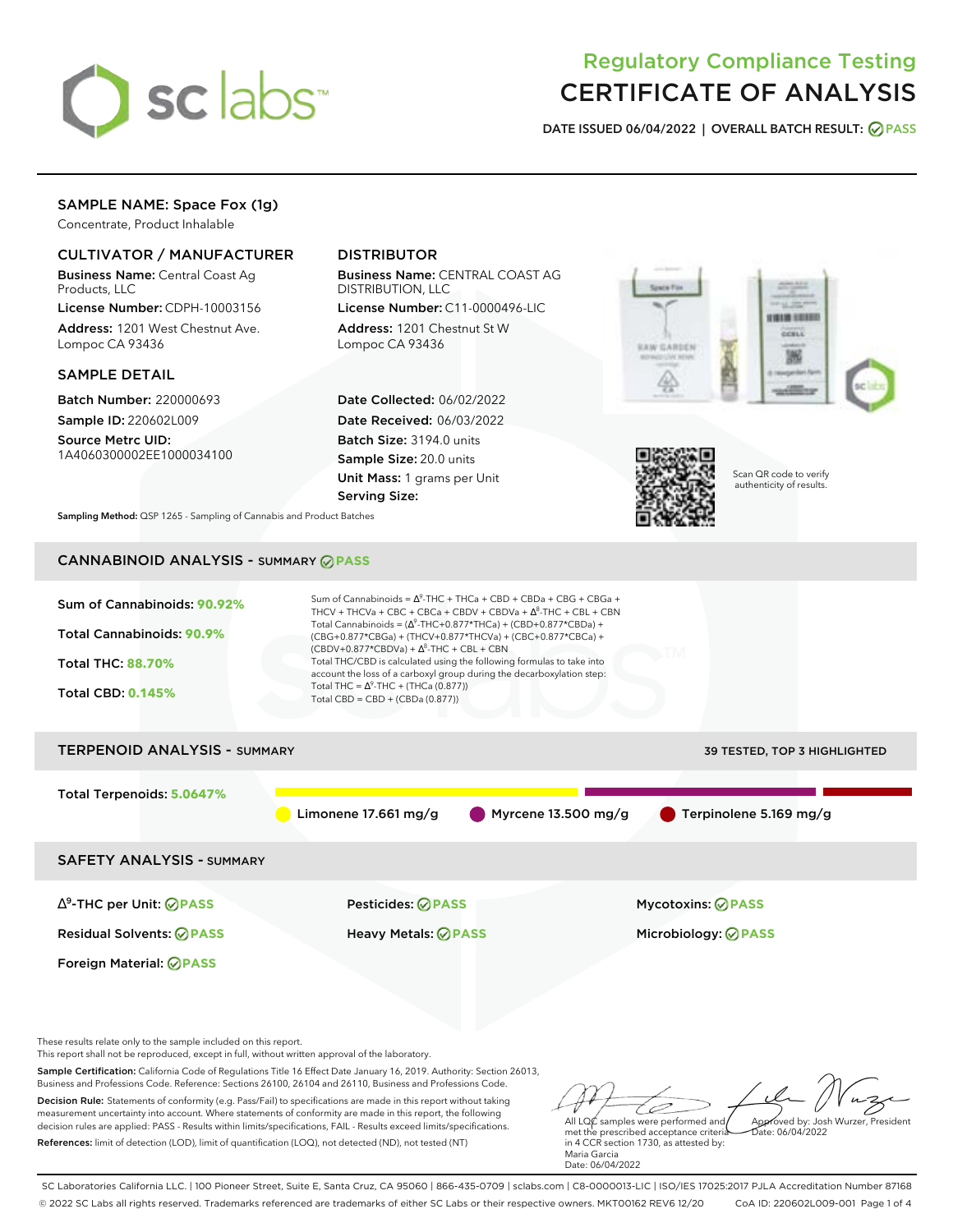# Regulatory Compliance Testing
# CERTIFICATE OF ANALYSIS

**DATE ISSUED 06/04/2022 | OVERALL BATCH RESULT: PASS**

## SAMPLE NAME: Space Fox (1g)

Concentrate, Product Inhalable

### CULTIVATOR / MANUFACTURER

**Business Name:** Central Coast Ag Products, LLC
**License Number:** CDPH-10003156
**Address:** 1201 West Chestnut Ave. Lompoc CA 93436

### DISTRIBUTOR

**Business Name:** CENTRAL COAST AG DISTRIBUTION, LLC
**License Number:** C11-0000496-LIC
**Address:** 1201 Chestnut St W Lompoc CA 93436

### SAMPLE DETAIL

**Batch Number:** 220000693
**Sample ID:** 220602L009
**Source Metrc UID:** 1A4060300002EE1000034100

**Date Collected:** 06/02/2022
**Date Received:** 06/03/2022
**Batch Size:** 3194.0 units
**Sample Size:** 20.0 units
**Unit Mass:** 1 grams per Unit
**Serving Size:**

Scan QR code to verify authenticity of results.

**Sampling Method:** QSP 1265 - Sampling of Cannabis and Product Batches

## CANNABINOID ANALYSIS - SUMMARY PASS

Sum of Cannabinoids: **90.92%**
Total Cannabinoids: **90.9%**
Total THC: **88.70%**
Total CBD: **0.145%**

Sum of Cannabinoids = $\Delta^9$-THC + THCa + CBD + CBDa + CBG + CBGa + THCV + THCVa + CBC + CBCa + CBDV + CBDVa + $\Delta^8$-THC + CBL + CBN
Total Cannabinoids = ($\Delta^9$-THC+0.877*THCa) + (CBD+0.877*CBDa) + (CBG+0.877*CBGa) + (THCV+0.877*THCVa) + (CBC+0.877*CBCa) + (CBDV+0.877*CBDVa) + $\Delta^8$-THC + CBL + CBN
Total THC/CBD is calculated using the following formulas to take into account the loss of a carboxyl group during the decarboxylation step:
Total THC = $\Delta^9$-THC + (THCa (0.877))
Total CBD = CBD + (CBDa (0.877))

## TERPENOID ANALYSIS - SUMMARY

39 TESTED, TOP 3 HIGHLIGHTED

Total Terpenoids: **5.0647%**

Limonene 17.661 mg/g | Myrcene 13.500 mg/g | Terpinolene 5.169 mg/g

## SAFETY ANALYSIS - SUMMARY

| | | |
|---|---|---|
| $\Delta^9$-THC per Unit: PASS | Pesticides: PASS | Mycotoxins: PASS |
| Residual Solvents: PASS | Heavy Metals: PASS | Microbiology: PASS |
| Foreign Material: PASS | | |

These results relate only to the sample included on this report.
This report shall not be reproduced, except in full, without written approval of the laboratory.

**Sample Certification:** California Code of Regulations Title 16 Effect Date January 16, 2019. Authority: Section 26013, Business and Professions Code. Reference: Sections 26100, 26104 and 26110, Business and Professions Code.

**Decision Rule:** Statements of conformity (e.g. Pass/Fail) to specifications are made in this report without taking measurement uncertainty into account. Where statements of conformity are made in this report, the following decision rules are applied: PASS - Results within limits/specifications, FAIL - Results exceed limits/specifications.

**References:** limit of detection (LOD), limit of quantification (LOQ), not detected (ND), not tested (NT)

All LQC samples were performed and met the prescribed acceptance criteria in 4 CCR section 1730, as attested by: Maria Garcia
Date: 06/04/2022

Approved by: Josh Wurzer, President
Date: 06/04/2022

SC Laboratories California LLC. | 100 Pioneer Street, Suite E, Santa Cruz, CA 95060 | 866-435-0709 | sclabs.com | C8-0000013-LIC | ISO/IES 17025:2017 PJLA Accreditation Number 87168
© 2022 SC Labs all rights reserved. Trademarks referenced are trademarks of either SC Labs or their respective owners. MKT00162 REV6 12/20 CoA ID: 220602L009-001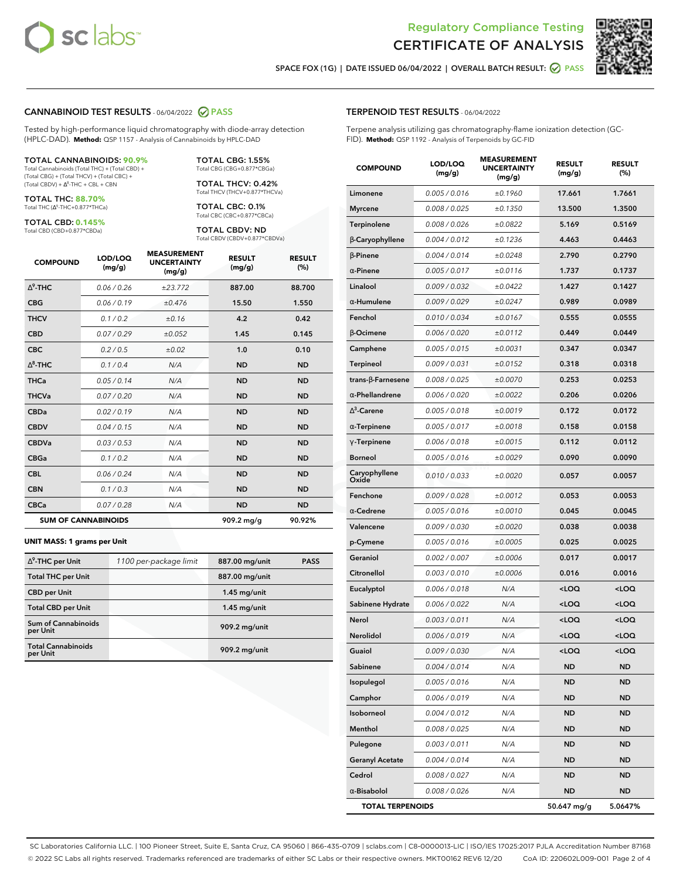# Regulatory Compliance Testing
# CERTIFICATE OF ANALYSIS

SPACE FOX (1G) | DATE ISSUED 06/04/2022 | OVERALL BATCH RESULT: PASS

## CANNABINOID TEST RESULTS - 06/04/2022 PASS

Tested by high-performance liquid chromatography with diode-array detection (HPLC-DAD). **Method:** QSP 1157 - Analysis of Cannabinoids by HPLC-DAD

**TOTAL CANNABINOIDS: 90.9%**
Total Cannabinoids (Total THC) + (Total CBD) + (Total CBG) + (Total THCV) + (Total CBC) + (Total CBDV) + Δ8-THC + CBL + CBN

**TOTAL THC: 88.70%**
Total THC (Δ9-THC+0.877*THCa)

**TOTAL CBD: 0.145%**
Total CBD (CBD+0.877*CBDa)

**TOTAL CBG: 1.55%**
Total CBG (CBG+0.877*CBGa)

**TOTAL THCV: 0.42%**
Total THCV (THCV+0.877*THCVa)

**TOTAL CBC: 0.1%**
Total CBC (CBC+0.877*CBCa)

**TOTAL CBDV: ND**
Total CBDV (CBDV+0.877*CBDVa)

| COMPOUND | LOD/LOQ (mg/g) | MEASUREMENT UNCERTAINTY (mg/g) | RESULT (mg/g) | RESULT (%) |
|---|---|---|---|---|
| Δ9-THC | 0.06 / 0.26 | ±23.772 | 887.00 | 88.700 |
| CBG | 0.06 / 0.19 | ±0.476 | 15.50 | 1.550 |
| THCV | 0.1 / 0.2 | ±0.16 | 4.2 | 0.42 |
| CBD | 0.07 / 0.29 | ±0.052 | 1.45 | 0.145 |
| CBC | 0.2 / 0.5 | ±0.02 | 1.0 | 0.10 |
| Δ8-THC | 0.1 / 0.4 | N/A | ND | ND |
| THCa | 0.05 / 0.14 | N/A | ND | ND |
| THCVa | 0.07 / 0.20 | N/A | ND | ND |
| CBDa | 0.02 / 0.19 | N/A | ND | ND |
| CBDV | 0.04 / 0.15 | N/A | ND | ND |
| CBDVa | 0.03 / 0.53 | N/A | ND | ND |
| CBGa | 0.1 / 0.2 | N/A | ND | ND |
| CBL | 0.06 / 0.24 | N/A | ND | ND |
| CBN | 0.1 / 0.3 | N/A | ND | ND |
| CBCa | 0.07 / 0.28 | N/A | ND | ND |
| **SUM OF CANNABINOIDS** | | | 909.2 mg/g | 90.92% |

**UNIT MASS: 1 grams per Unit**

| | | | |
|---|---|---|---|
| Δ9-THC per Unit | 1100 per-package limit | 887.00 mg/unit | PASS |
| Total THC per Unit | | 887.00 mg/unit | |
| CBD per Unit | | 1.45 mg/unit | |
| Total CBD per Unit | | 1.45 mg/unit | |
| Sum of Cannabinoids per Unit | | 909.2 mg/unit | |
| Total Cannabinoids per Unit | | 909.2 mg/unit | |

## TERPENOID TEST RESULTS - 06/04/2022

Terpene analysis utilizing gas chromatography-flame ionization detection (GC-FID). **Method:** QSP 1192 - Analysis of Terpenoids by GC-FID

| COMPOUND | LOD/LOQ (mg/g) | MEASUREMENT UNCERTAINTY (mg/g) | RESULT (mg/g) | RESULT (%) |
|---|---|---|---|---|
| Limonene | 0.005 / 0.016 | ±0.1960 | 17.661 | 1.7661 |
| Myrcene | 0.008 / 0.025 | ±0.1350 | 13.500 | 1.3500 |
| Terpinolene | 0.008 / 0.026 | ±0.0822 | 5.169 | 0.5169 |
| β-Caryophyllene | 0.004 / 0.012 | ±0.1236 | 4.463 | 0.4463 |
| β-Pinene | 0.004 / 0.014 | ±0.0248 | 2.790 | 0.2790 |
| α-Pinene | 0.005 / 0.017 | ±0.0116 | 1.737 | 0.1737 |
| Linalool | 0.009 / 0.032 | ±0.0422 | 1.427 | 0.1427 |
| α-Humulene | 0.009 / 0.029 | ±0.0247 | 0.989 | 0.0989 |
| Fenchol | 0.010 / 0.034 | ±0.0167 | 0.555 | 0.0555 |
| β-Ocimene | 0.006 / 0.020 | ±0.0112 | 0.449 | 0.0449 |
| Camphene | 0.005 / 0.015 | ±0.0031 | 0.347 | 0.0347 |
| Terpineol | 0.009 / 0.031 | ±0.0152 | 0.318 | 0.0318 |
| trans-β-Farnesene | 0.008 / 0.025 | ±0.0070 | 0.253 | 0.0253 |
| α-Phellandrene | 0.006 / 0.020 | ±0.0022 | 0.206 | 0.0206 |
| Δ3-Carene | 0.005 / 0.018 | ±0.0019 | 0.172 | 0.0172 |
| α-Terpinene | 0.005 / 0.017 | ±0.0018 | 0.158 | 0.0158 |
| γ-Terpinene | 0.006 / 0.018 | ±0.0015 | 0.112 | 0.0112 |
| Borneol | 0.005 / 0.016 | ±0.0029 | 0.090 | 0.0090 |
| Caryophyllene Oxide | 0.010 / 0.033 | ±0.0020 | 0.057 | 0.0057 |
| Fenchone | 0.009 / 0.028 | ±0.0012 | 0.053 | 0.0053 |
| α-Cedrene | 0.005 / 0.016 | ±0.0010 | 0.045 | 0.0045 |
| Valencene | 0.009 / 0.030 | ±0.0020 | 0.038 | 0.0038 |
| p-Cymene | 0.005 / 0.016 | ±0.0005 | 0.025 | 0.0025 |
| Geraniol | 0.002 / 0.007 | ±0.0006 | 0.017 | 0.0017 |
| Citronellol | 0.003 / 0.010 | ±0.0006 | 0.016 | 0.0016 |
| Eucalyptol | 0.006 / 0.018 | N/A | <LOQ | <LOQ |
| Sabinene Hydrate | 0.006 / 0.022 | N/A | <LOQ | <LOQ |
| Nerol | 0.003 / 0.011 | N/A | <LOQ | <LOQ |
| Nerolidol | 0.006 / 0.019 | N/A | <LOQ | <LOQ |
| Guaiol | 0.009 / 0.030 | N/A | <LOQ | <LOQ |
| Sabinene | 0.004 / 0.014 | N/A | ND | ND |
| Isopulegol | 0.005 / 0.016 | N/A | ND | ND |
| Camphor | 0.006 / 0.019 | N/A | ND | ND |
| Isoborneol | 0.004 / 0.012 | N/A | ND | ND |
| Menthol | 0.008 / 0.025 | N/A | ND | ND |
| Pulegone | 0.003 / 0.011 | N/A | ND | ND |
| Geranyl Acetate | 0.004 / 0.014 | N/A | ND | ND |
| Cedrol | 0.008 / 0.027 | N/A | ND | ND |
| α-Bisabolol | 0.008 / 0.026 | N/A | ND | ND |
| **TOTAL TERPENOIDS** | | | 50.647 mg/g | 5.0647% |

SC Laboratories California LLC. | 100 Pioneer Street, Suite E, Santa Cruz, CA 95060 | 866-435-0709 | sclabs.com | C8-0000013-LIC | ISO/IES 17025:2017 PJLA Accreditation Number 87168
© 2022 SC Labs all rights reserved. Trademarks referenced are trademarks of either SC Labs or their respective owners. MKT00162 REV6 12/20 CoA ID: 220602L009-001